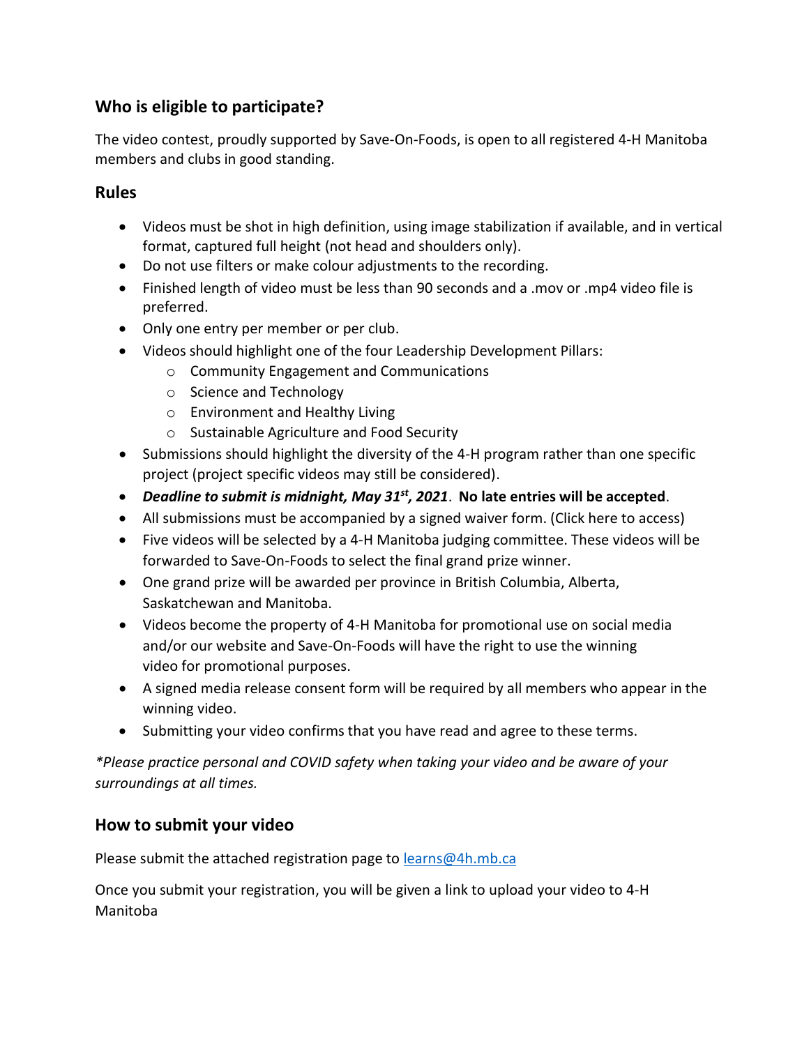## Who is eligible to participate?

The video contest, proudly supported by Save-On-Foods, is open to all registered 4-H Manitoba members and clubs in good standing.

### Rules

- Videos must be shot in high definition, using image stabilization if available, and in vertical format, captured full height (not head and shoulders only).
- Do not use filters or make colour adjustments to the recording.
- Finished length of video must be less than 90 seconds and a .mov or .mp4 video file is preferred.
- Only one entry per member or per club.
- Videos should highlight one of the four Leadership Development Pillars:
    - Community Engagement and Communications
    - Science and Technology
    - Environment and Healthy Living
    - Sustainable Agriculture and Food Security
- Submissions should highlight the diversity of the 4-H program rather than one specific project (project specific videos may still be considered).
- ***Deadline to submit is midnight, May 31st, 2021***. **No late entries will be accepted**.
- All submissions must be accompanied by a signed waiver form. (Click here to access)
- Five videos will be selected by a 4-H Manitoba judging committee. These videos will be forwarded to Save-On-Foods to select the final grand prize winner.
- One grand prize will be awarded per province in British Columbia, Alberta, Saskatchewan and Manitoba.
- Videos become the property of 4-H Manitoba for promotional use on social media and/or our website and Save-On-Foods will have the right to use the winning video for promotional purposes.
- A signed media release consent form will be required by all members who appear in the winning video.
- Submitting your video confirms that you have read and agree to these terms.

*\*Please practice personal and COVID safety when taking your video and be aware of your surroundings at all times.*

### How to submit your video

Please submit the attached registration page to learns@4h.mb.ca

Once you submit your registration, you will be given a link to upload your video to 4-H Manitoba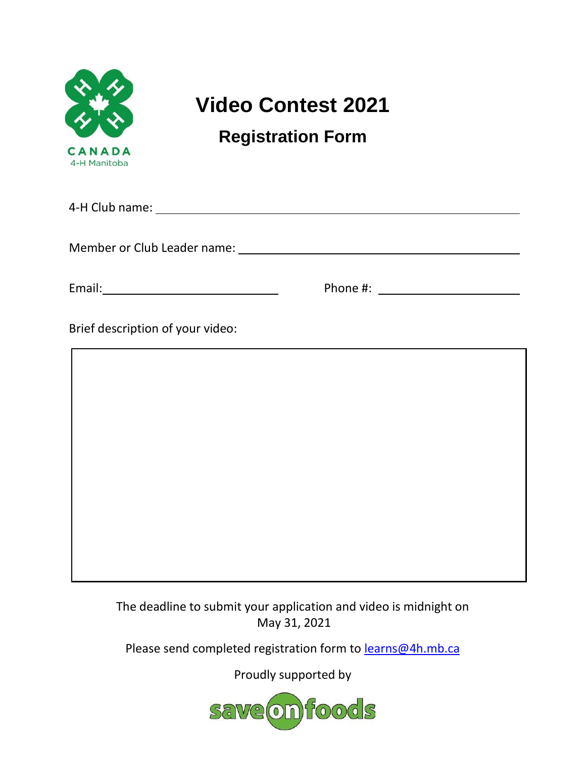CANADA
4-H Manitoba

# Video Contest 2021

## Registration Form

4-H Club name: ______________________________________________

Member or Club Leader name: __________________________________

Email: ____________________________ Phone #: ____________________

Brief description of your video:

| |
|---|
| |

The deadline to submit your application and video is midnight on May 31, 2021

Please send completed registration form to learns@4h.mb.ca

Proudly supported by

save on foods